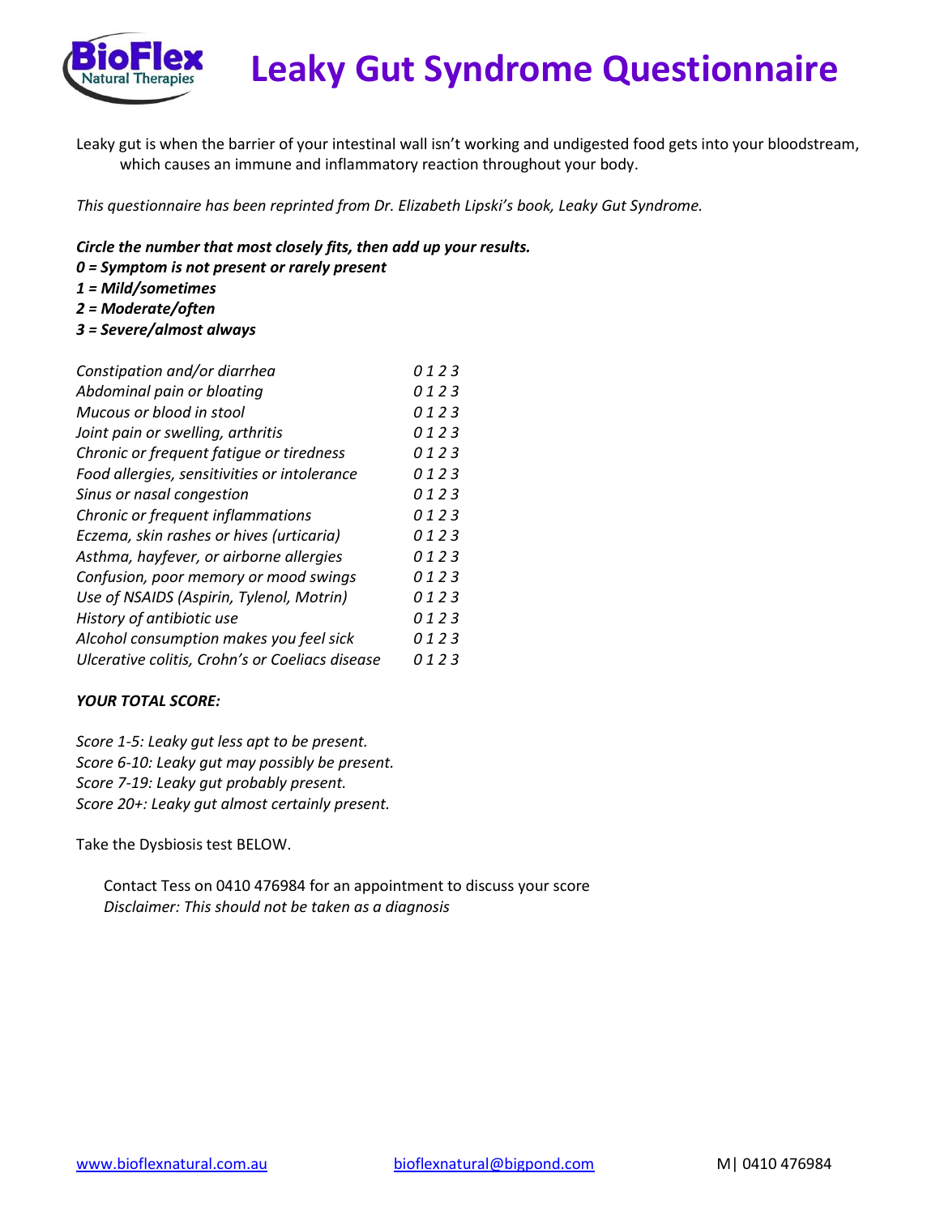# Leaky Gut Syndrome Questionnaire

BioFlex Natural Therapies

Leaky gut is when the barrier of your intestinal wall isn't working and undigested food gets into your bloodstream, which causes an immune and inflammatory reaction throughout your body.

*This questionnaire has been reprinted from Dr. Elizabeth Lipski's book, Leaky Gut Syndrome.*

***Circle the number that most closely fits, then add up your results.***
***0 = Symptom is not present or rarely present***
***1 = Mild/sometimes***
***2 = Moderate/often***
***3 = Severe/almost always***

| Symptom | Score |
|---|---|
| *Constipation and/or diarrhea* | *0 1 2 3* |
| *Abdominal pain or bloating* | *0 1 2 3* |
| *Mucous or blood in stool* | *0 1 2 3* |
| *Joint pain or swelling, arthritis* | *0 1 2 3* |
| *Chronic or frequent fatigue or tiredness* | *0 1 2 3* |
| *Food allergies, sensitivities or intolerance* | *0 1 2 3* |
| *Sinus or nasal congestion* | *0 1 2 3* |
| *Chronic or frequent inflammations* | *0 1 2 3* |
| *Eczema, skin rashes or hives (urticaria)* | *0 1 2 3* |
| *Asthma, hayfever, or airborne allergies* | *0 1 2 3* |
| *Confusion, poor memory or mood swings* | *0 1 2 3* |
| *Use of NSAIDS (Aspirin, Tylenol, Motrin)* | *0 1 2 3* |
| *History of antibiotic use* | *0 1 2 3* |
| *Alcohol consumption makes you feel sick* | *0 1 2 3* |
| *Ulcerative colitis, Crohn's or Coeliacs disease* | *0 1 2 3* |

***YOUR TOTAL SCORE:***

*Score 1-5: Leaky gut less apt to be present.*
*Score 6-10: Leaky gut may possibly be present.*
*Score 7-19: Leaky gut probably present.*
*Score 20+: Leaky gut almost certainly present.*

Take the Dysbiosis test BELOW.

Contact Tess on 0410 476984 for an appointment to discuss your score
*Disclaimer: This should not be taken as a diagnosis*

www.bioflexnatural.com.au    bioflexnatural@bigpond.com    M| 0410 476984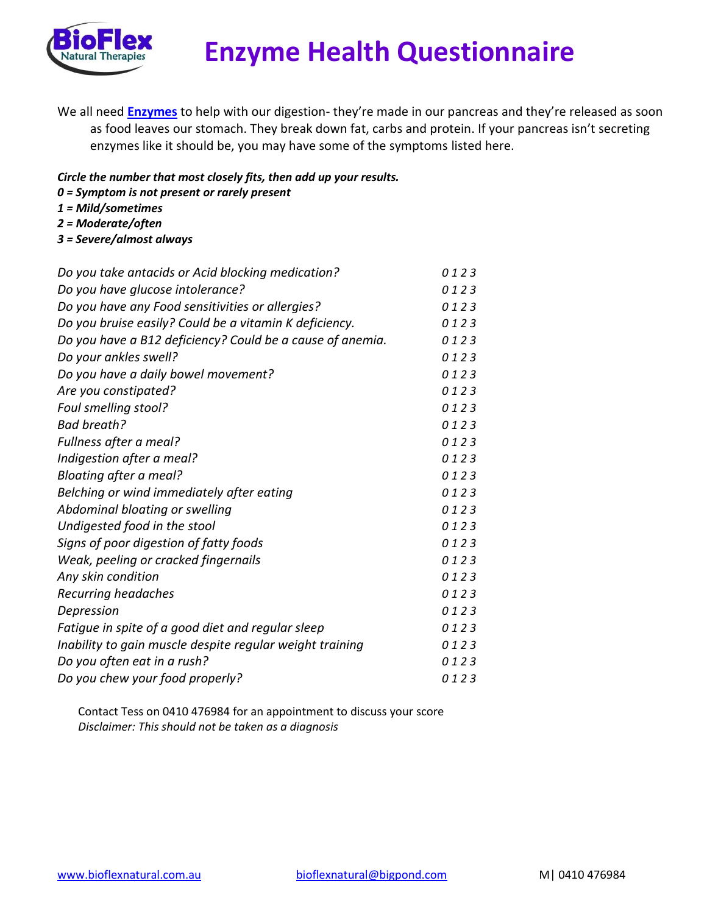# Enzyme Health Questionnaire

We all need **[Enzymes]** to help with our digestion- they're made in our pancreas and they're released as soon as food leaves our stomach. They break down fat, carbs and protein. If your pancreas isn't secreting enzymes like it should be, you may have some of the symptoms listed here.

***Circle the number that most closely fits, then add up your results.***
***0 = Symptom is not present or rarely present***
***1 = Mild/sometimes***
***2 = Moderate/often***
***3 = Severe/almost always***

| | |
|---|---|
| *Do you take antacids or Acid blocking medication?* | *0 1 2 3* |
| *Do you have glucose intolerance?* | *0 1 2 3* |
| *Do you have any Food sensitivities or allergies?* | *0 1 2 3* |
| *Do you bruise easily? Could be a vitamin K deficiency.* | *0 1 2 3* |
| *Do you have a B12 deficiency? Could be a cause of anemia.* | *0 1 2 3* |
| *Do your ankles swell?* | *0 1 2 3* |
| *Do you have a daily bowel movement?* | *0 1 2 3* |
| *Are you constipated?* | *0 1 2 3* |
| *Foul smelling stool?* | *0 1 2 3* |
| *Bad breath?* | *0 1 2 3* |
| *Fullness after a meal?* | *0 1 2 3* |
| *Indigestion after a meal?* | *0 1 2 3* |
| *Bloating after a meal?* | *0 1 2 3* |
| *Belching or wind immediately after eating* | *0 1 2 3* |
| *Abdominal bloating or swelling* | *0 1 2 3* |
| *Undigested food in the stool* | *0 1 2 3* |
| *Signs of poor digestion of fatty foods* | *0 1 2 3* |
| *Weak, peeling or cracked fingernails* | *0 1 2 3* |
| *Any skin condition* | *0 1 2 3* |
| *Recurring headaches* | *0 1 2 3* |
| *Depression* | *0 1 2 3* |
| *Fatigue in spite of a good diet and regular sleep* | *0 1 2 3* |
| *Inability to gain muscle despite regular weight training* | *0 1 2 3* |
| *Do you often eat in a rush?* | *0 1 2 3* |
| *Do you chew your food properly?* | *0 1 2 3* |

Contact Tess on 0410 476984 for an appointment to discuss your score
*Disclaimer: This should not be taken as a diagnosis*

www.bioflexnatural.com.au bioflexnatural@bigpond.com M| 0410 476984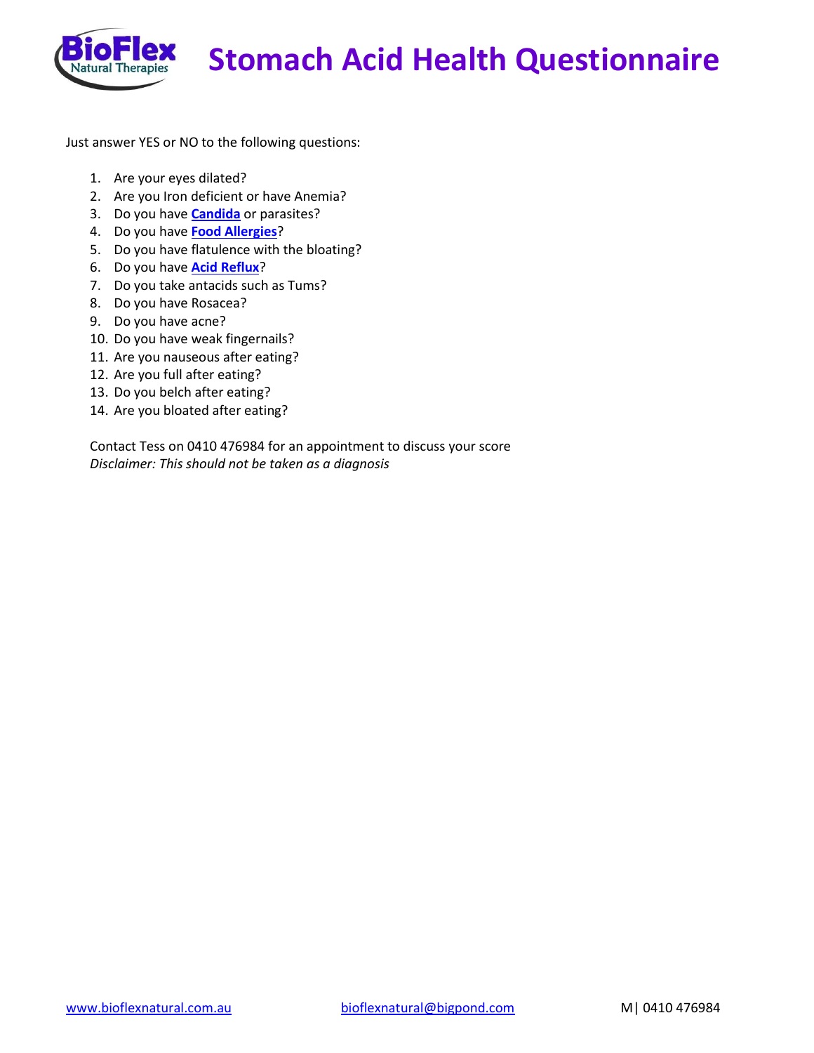# Stomach Acid Health Questionnaire

Just answer YES or NO to the following questions:

1. Are your eyes dilated?
2. Are you Iron deficient or have Anemia?
3. Do you have **Candida** or parasites?
4. Do you have **Food Allergies**?
5. Do you have flatulence with the bloating?
6. Do you have **Acid Reflux**?
7. Do you take antacids such as Tums?
8. Do you have Rosacea?
9. Do you have acne?
10. Do you have weak fingernails?
11. Are you nauseous after eating?
12. Are you full after eating?
13. Do you belch after eating?
14. Are you bloated after eating?

Contact Tess on 0410 476984 for an appointment to discuss your score

*Disclaimer: This should not be taken as a diagnosis*

www.bioflexnatural.com.au bioflexnatural@bigpond.com M| 0410 476984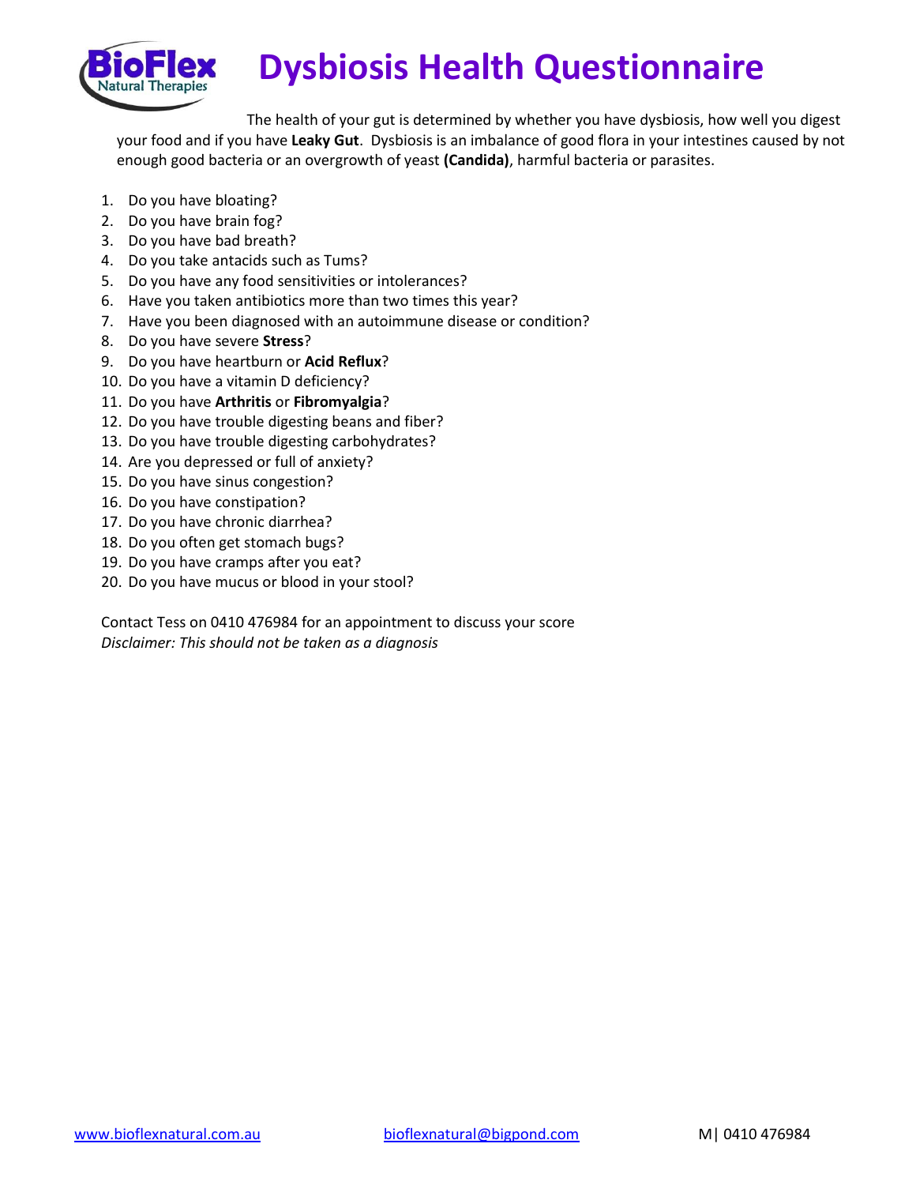# Dysbiosis Health Questionnaire

The health of your gut is determined by whether you have dysbiosis, how well you digest your food and if you have **Leaky Gut**. Dysbiosis is an imbalance of good flora in your intestines caused by not enough good bacteria or an overgrowth of yeast **(Candida)**, harmful bacteria or parasites.

1. Do you have bloating?
2. Do you have brain fog?
3. Do you have bad breath?
4. Do you take antacids such as Tums?
5. Do you have any food sensitivities or intolerances?
6. Have you taken antibiotics more than two times this year?
7. Have you been diagnosed with an autoimmune disease or condition?
8. Do you have severe **Stress**?
9. Do you have heartburn or **Acid Reflux**?
10. Do you have a vitamin D deficiency?
11. Do you have **Arthritis** or **Fibromyalgia**?
12. Do you have trouble digesting beans and fiber?
13. Do you have trouble digesting carbohydrates?
14. Are you depressed or full of anxiety?
15. Do you have sinus congestion?
16. Do you have constipation?
17. Do you have chronic diarrhea?
18. Do you often get stomach bugs?
19. Do you have cramps after you eat?
20. Do you have mucus or blood in your stool?

Contact Tess on 0410 476984 for an appointment to discuss your score

*Disclaimer: This should not be taken as a diagnosis*

www.bioflexnatural.com.au bioflexnatural@bigpond.com M| 0410 476984